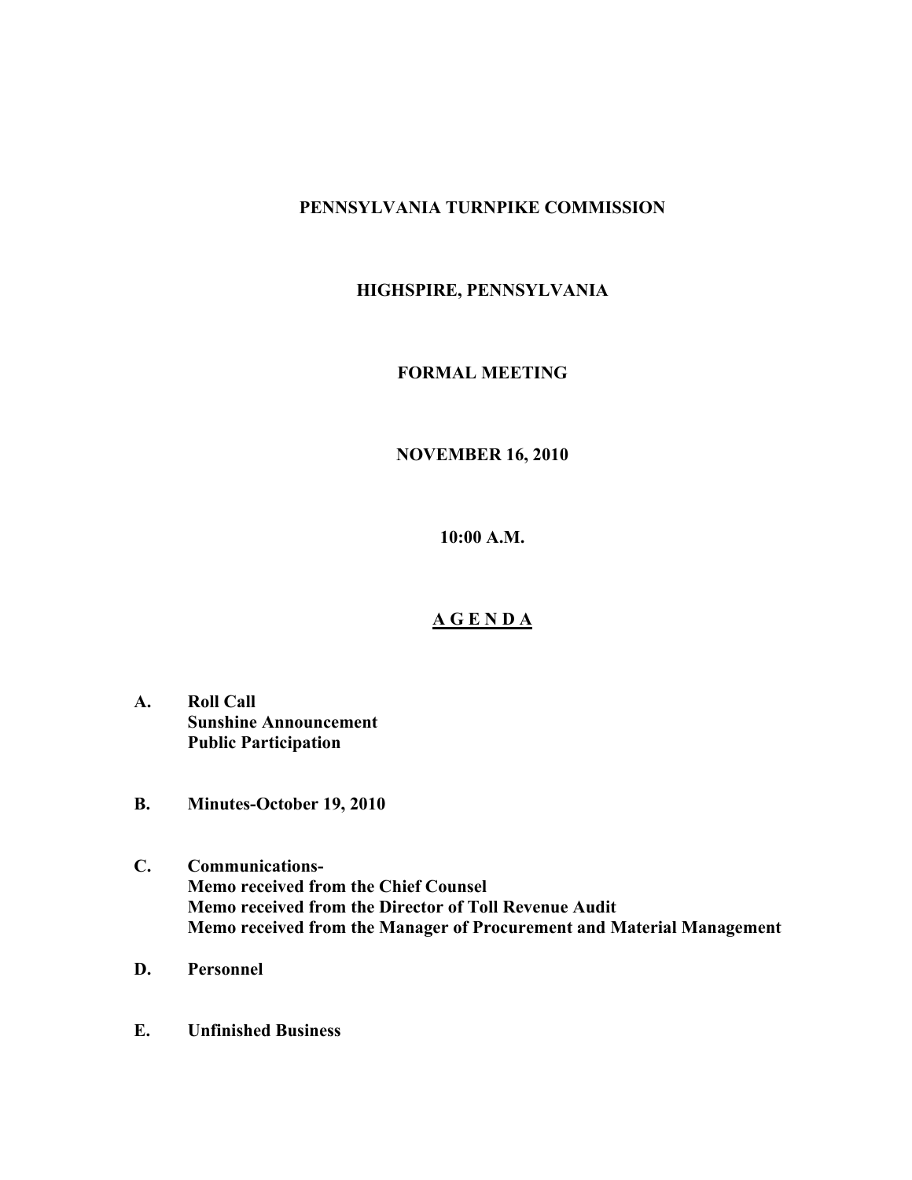**PENNSYLVANIA TURNPIKE COMMISSION**

**HIGHSPIRE, PENNSYLVANIA**

**FORMAL MEETING**

**NOVEMBER 16, 2010**

**10:00 A.M.**

# A G E N D A

**A. Roll Call**
**Sunshine Announcement**
**Public Participation**

**B. Minutes-October 19, 2010**

**C. Communications-**
**Memo received from the Chief Counsel**
**Memo received from the Director of Toll Revenue Audit**
**Memo received from the Manager of Procurement and Material Management**

**D. Personnel**

**E. Unfinished Business**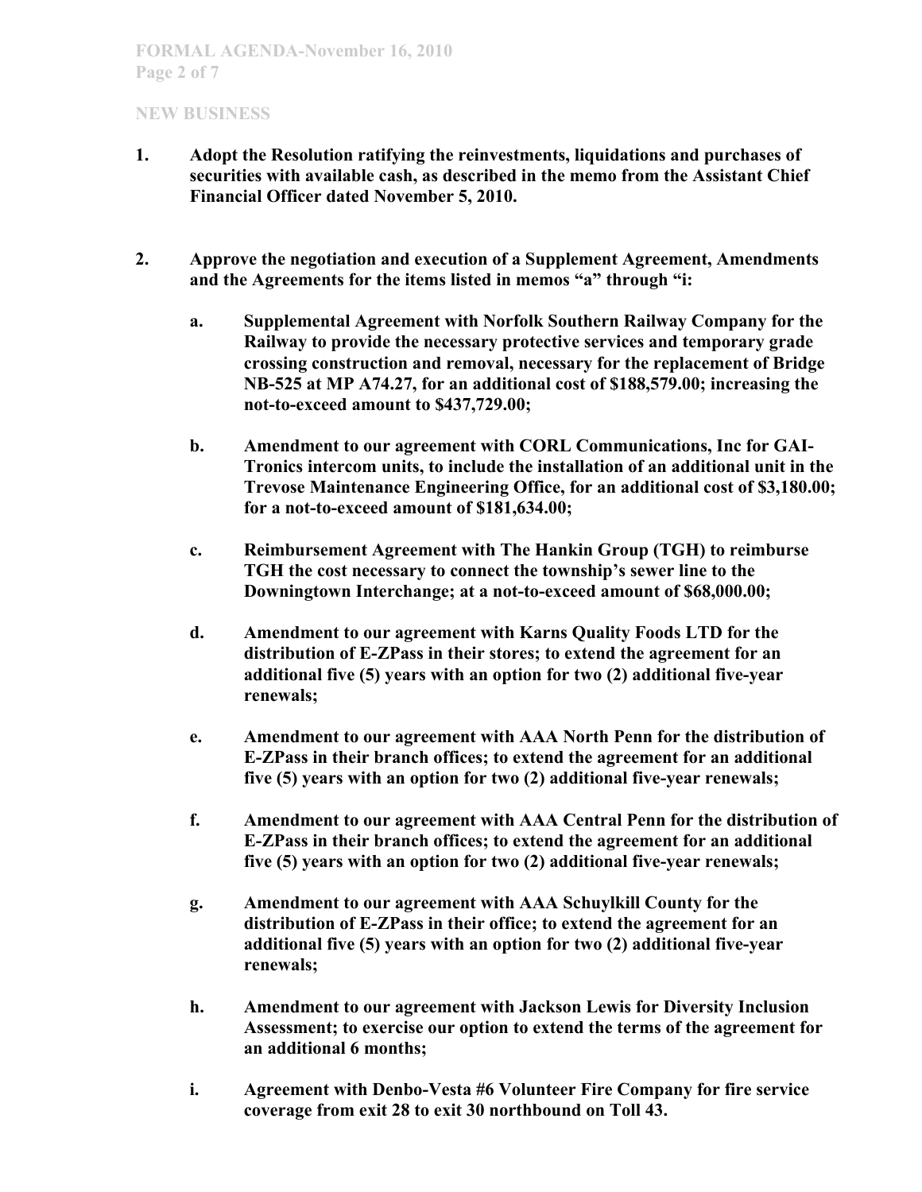## NEW BUSINESS

1. **Adopt the Resolution ratifying the reinvestments, liquidations and purchases of securities with available cash, as described in the memo from the Assistant Chief Financial Officer dated November 5, 2010.**

2. **Approve the negotiation and execution of a Supplement Agreement, Amendments and the Agreements for the items listed in memos "a" through "i:**

   a. **Supplemental Agreement with Norfolk Southern Railway Company for the Railway to provide the necessary protective services and temporary grade crossing construction and removal, necessary for the replacement of Bridge NB-525 at MP A74.27, for an additional cost of $188,579.00; increasing the not-to-exceed amount to $437,729.00;**

   b. **Amendment to our agreement with CORL Communications, Inc for GAI-Tronics intercom units, to include the installation of an additional unit in the Trevose Maintenance Engineering Office, for an additional cost of $3,180.00; for a not-to-exceed amount of $181,634.00;**

   c. **Reimbursement Agreement with The Hankin Group (TGH) to reimburse TGH the cost necessary to connect the township's sewer line to the Downingtown Interchange; at a not-to-exceed amount of $68,000.00;**

   d. **Amendment to our agreement with Karns Quality Foods LTD for the distribution of E-ZPass in their stores; to extend the agreement for an additional five (5) years with an option for two (2) additional five-year renewals;**

   e. **Amendment to our agreement with AAA North Penn for the distribution of E-ZPass in their branch offices; to extend the agreement for an additional five (5) years with an option for two (2) additional five-year renewals;**

   f. **Amendment to our agreement with AAA Central Penn for the distribution of E-ZPass in their branch offices; to extend the agreement for an additional five (5) years with an option for two (2) additional five-year renewals;**

   g. **Amendment to our agreement with AAA Schuylkill County for the distribution of E-ZPass in their office; to extend the agreement for an additional five (5) years with an option for two (2) additional five-year renewals;**

   h. **Amendment to our agreement with Jackson Lewis for Diversity Inclusion Assessment; to exercise our option to extend the terms of the agreement for an additional 6 months;**

   i. **Agreement with Denbo-Vesta #6 Volunteer Fire Company for fire service coverage from exit 28 to exit 30 northbound on Toll 43.**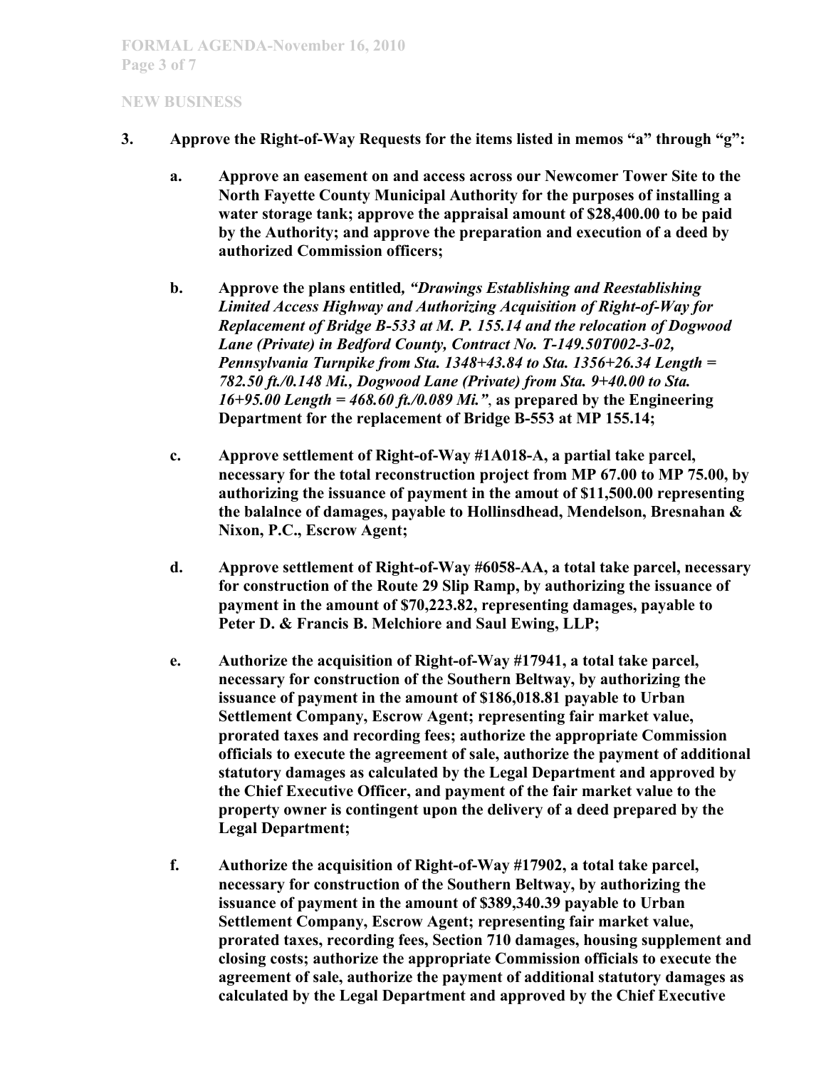## NEW BUSINESS

3. **Approve the Right-of-Way Requests for the items listed in memos "a" through "g":**

   a. **Approve an easement on and access across our Newcomer Tower Site to the North Fayette County Municipal Authority for the purposes of installing a water storage tank; approve the appraisal amount of $28,400.00 to be paid by the Authority; and approve the preparation and execution of a deed by authorized Commission officers;**

   b. **Approve the plans entitled, *"Drawings Establishing and Reestablishing Limited Access Highway and Authorizing Acquisition of Right-of-Way for Replacement of Bridge B-533 at M. P. 155.14 and the relocation of Dogwood Lane (Private) in Bedford County, Contract No. T-149.50T002-3-02, Pennsylvania Turnpike from Sta. 1348+43.84 to Sta. 1356+26.34 Length = 782.50 ft./0.148 Mi., Dogwood Lane (Private) from Sta. 9+40.00 to Sta. 16+95.00 Length = 468.60 ft./0.089 Mi."*, as prepared by the Engineering Department for the replacement of Bridge B-553 at MP 155.14;**

   c. **Approve settlement of Right-of-Way #1A018-A, a partial take parcel, necessary for the total reconstruction project from MP 67.00 to MP 75.00, by authorizing the issuance of payment in the amout of $11,500.00 representing the balalnce of damages, payable to Hollinsdhead, Mendelson, Bresnahan & Nixon, P.C., Escrow Agent;**

   d. **Approve settlement of Right-of-Way #6058-AA, a total take parcel, necessary for construction of the Route 29 Slip Ramp, by authorizing the issuance of payment in the amount of $70,223.82, representing damages, payable to Peter D. & Francis B. Melchiore and Saul Ewing, LLP;**

   e. **Authorize the acquisition of Right-of-Way #17941, a total take parcel, necessary for construction of the Southern Beltway, by authorizing the issuance of payment in the amount of $186,018.81 payable to Urban Settlement Company, Escrow Agent; representing fair market value, prorated taxes and recording fees; authorize the appropriate Commission officials to execute the agreement of sale, authorize the payment of additional statutory damages as calculated by the Legal Department and approved by the Chief Executive Officer, and payment of the fair market value to the property owner is contingent upon the delivery of a deed prepared by the Legal Department;**

   f. **Authorize the acquisition of Right-of-Way #17902, a total take parcel, necessary for construction of the Southern Beltway, by authorizing the issuance of payment in the amount of $389,340.39 payable to Urban Settlement Company, Escrow Agent; representing fair market value, prorated taxes, recording fees, Section 710 damages, housing supplement and closing costs; authorize the appropriate Commission officials to execute the agreement of sale, authorize the payment of additional statutory damages as calculated by the Legal Department and approved by the Chief Executive**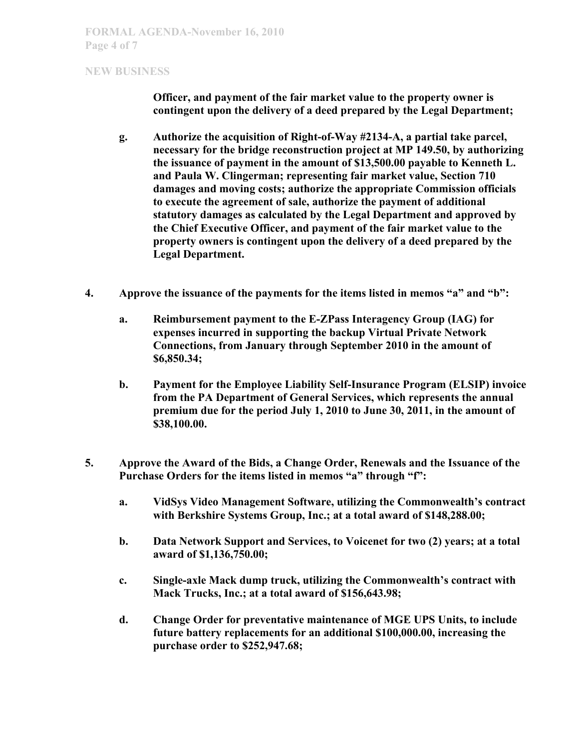**NEW BUSINESS**

**Officer, and payment of the fair market value to the property owner is contingent upon the delivery of a deed prepared by the Legal Department;**

**g. Authorize the acquisition of Right-of-Way #2134-A, a partial take parcel, necessary for the bridge reconstruction project at MP 149.50, by authorizing the issuance of payment in the amount of $13,500.00 payable to Kenneth L. and Paula W. Clingerman; representing fair market value, Section 710 damages and moving costs; authorize the appropriate Commission officials to execute the agreement of sale, authorize the payment of additional statutory damages as calculated by the Legal Department and approved by the Chief Executive Officer, and payment of the fair market value to the property owners is contingent upon the delivery of a deed prepared by the Legal Department.**

**4. Approve the issuance of the payments for the items listed in memos "a" and "b":**

**a. Reimbursement payment to the E-ZPass Interagency Group (IAG) for expenses incurred in supporting the backup Virtual Private Network Connections, from January through September 2010 in the amount of $6,850.34;**

**b. Payment for the Employee Liability Self-Insurance Program (ELSIP) invoice from the PA Department of General Services, which represents the annual premium due for the period July 1, 2010 to June 30, 2011, in the amount of $38,100.00.**

**5. Approve the Award of the Bids, a Change Order, Renewals and the Issuance of the Purchase Orders for the items listed in memos "a" through "f":**

**a. VidSys Video Management Software, utilizing the Commonwealth's contract with Berkshire Systems Group, Inc.; at a total award of $148,288.00;**

**b. Data Network Support and Services, to Voicenet for two (2) years; at a total award of $1,136,750.00;**

**c. Single-axle Mack dump truck, utilizing the Commonwealth's contract with Mack Trucks, Inc.; at a total award of $156,643.98;**

**d. Change Order for preventative maintenance of MGE UPS Units, to include future battery replacements for an additional $100,000.00, increasing the purchase order to $252,947.68;**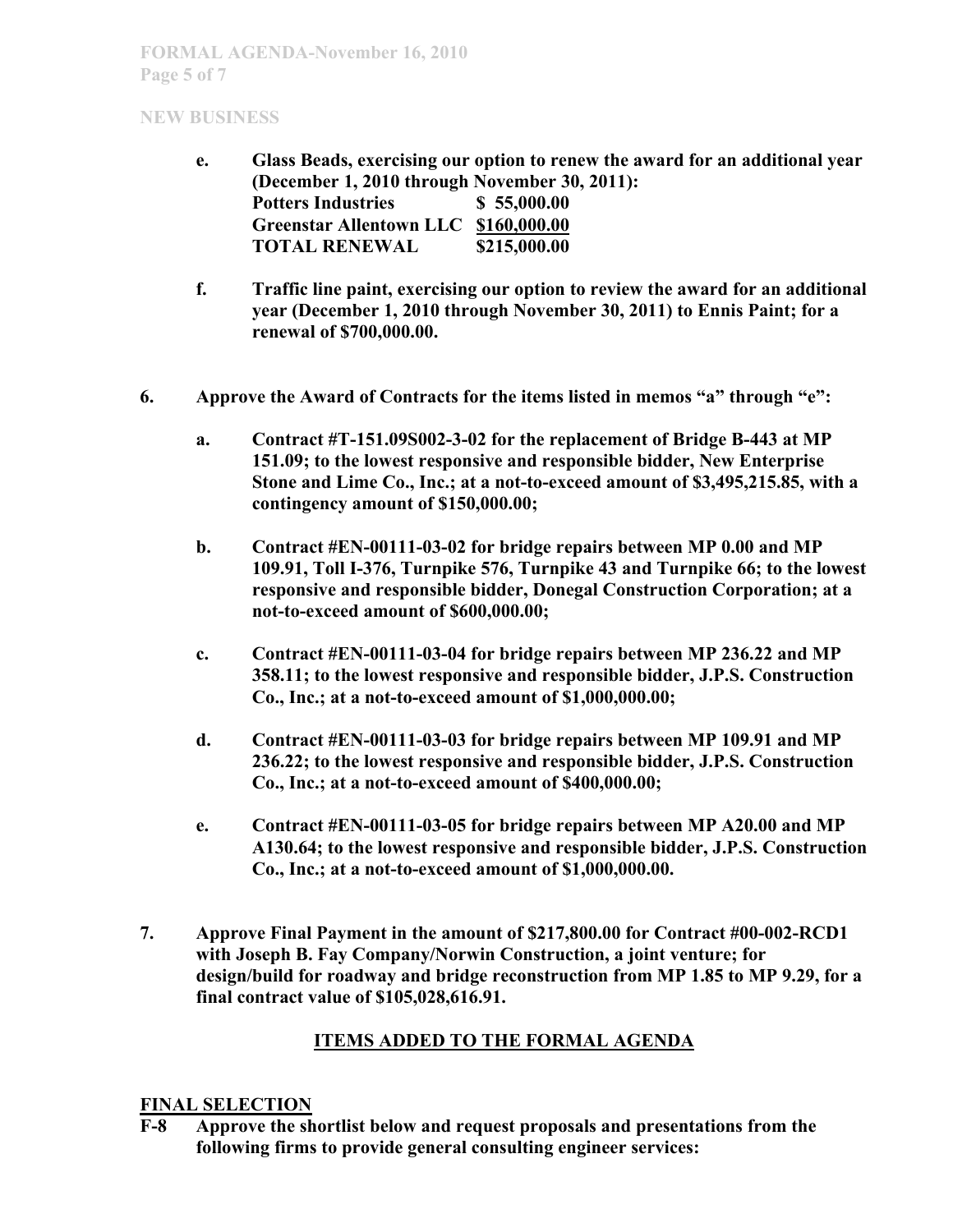**NEW BUSINESS**

- **e. Glass Beads, exercising our option to renew the award for an additional year (December 1, 2010 through November 30, 2011):**

| | |
|---|---|
| **Potters Industries** | **$ 55,000.00** |
| **Greenstar Allentown LLC** | **$160,000.00** |
| **TOTAL RENEWAL** | **$215,000.00** |

- **f. Traffic line paint, exercising our option to review the award for an additional year (December 1, 2010 through November 30, 2011) to Ennis Paint; for a renewal of $700,000.00.**

**6. Approve the Award of Contracts for the items listed in memos "a" through "e":**

- **a. Contract #T-151.09S002-3-02 for the replacement of Bridge B-443 at MP 151.09; to the lowest responsive and responsible bidder, New Enterprise Stone and Lime Co., Inc.; at a not-to-exceed amount of $3,495,215.85, with a contingency amount of $150,000.00;**

- **b. Contract #EN-00111-03-02 for bridge repairs between MP 0.00 and MP 109.91, Toll I-376, Turnpike 576, Turnpike 43 and Turnpike 66; to the lowest responsive and responsible bidder, Donegal Construction Corporation; at a not-to-exceed amount of $600,000.00;**

- **c. Contract #EN-00111-03-04 for bridge repairs between MP 236.22 and MP 358.11; to the lowest responsive and responsible bidder, J.P.S. Construction Co., Inc.; at a not-to-exceed amount of $1,000,000.00;**

- **d. Contract #EN-00111-03-03 for bridge repairs between MP 109.91 and MP 236.22; to the lowest responsive and responsible bidder, J.P.S. Construction Co., Inc.; at a not-to-exceed amount of $400,000.00;**

- **e. Contract #EN-00111-03-05 for bridge repairs between MP A20.00 and MP A130.64; to the lowest responsive and responsible bidder, J.P.S. Construction Co., Inc.; at a not-to-exceed amount of $1,000,000.00.**

**7. Approve Final Payment in the amount of $217,800.00 for Contract #00-002-RCD1 with Joseph B. Fay Company/Norwin Construction, a joint venture; for design/build for roadway and bridge reconstruction from MP 1.85 to MP 9.29, for a final contract value of $105,028,616.91.**

## ITEMS ADDED TO THE FORMAL AGENDA

### FINAL SELECTION

**F-8 Approve the shortlist below and request proposals and presentations from the following firms to provide general consulting engineer services:**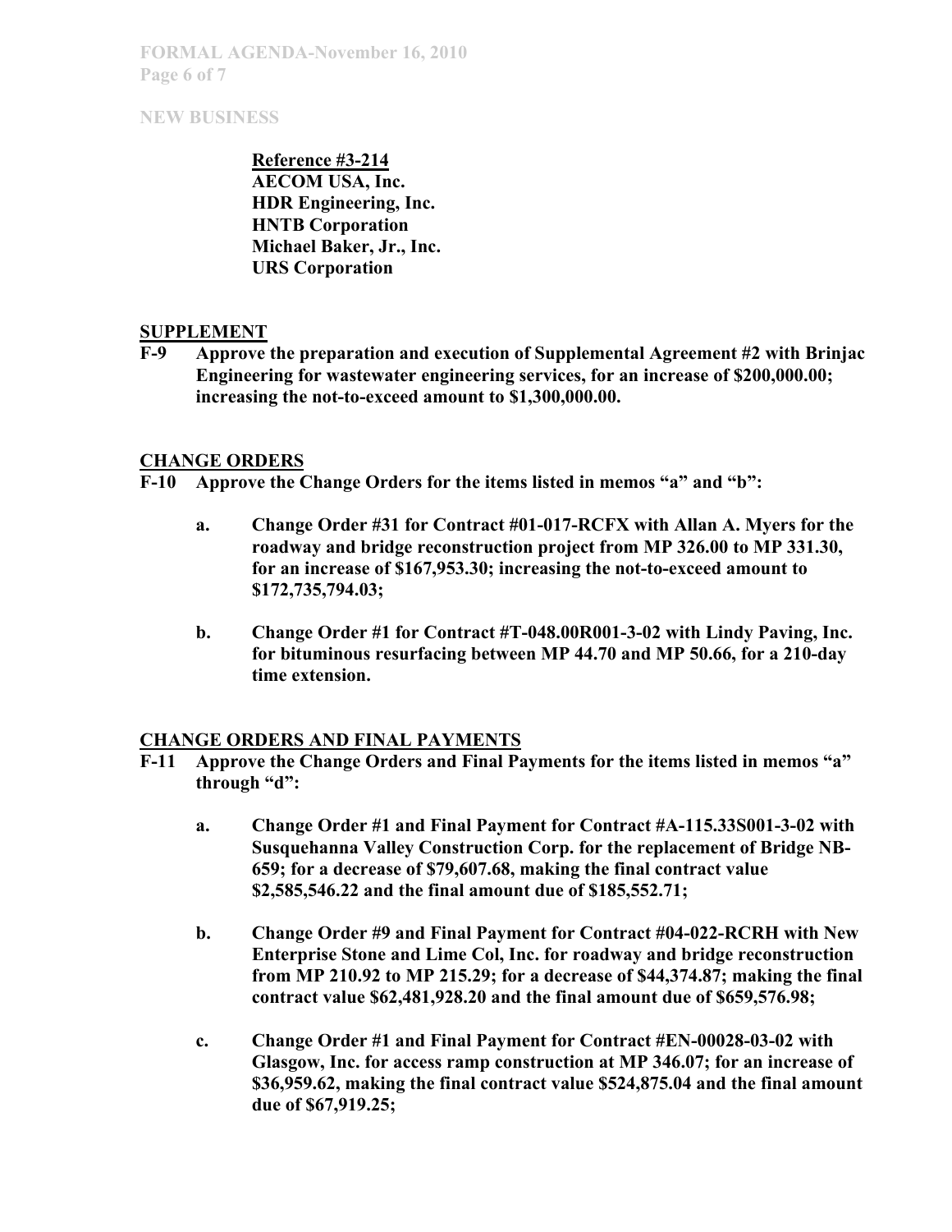**NEW BUSINESS**

**Reference #3-214**
**AECOM USA, Inc.**
**HDR Engineering, Inc.**
**HNTB Corporation**
**Michael Baker, Jr., Inc.**
**URS Corporation**

## SUPPLEMENT

**F-9 Approve the preparation and execution of Supplemental Agreement #2 with Brinjac Engineering for wastewater engineering services, for an increase of $200,000.00; increasing the not-to-exceed amount to $1,300,000.00.**

## CHANGE ORDERS

**F-10 Approve the Change Orders for the items listed in memos "a" and "b":**

**a. Change Order #31 for Contract #01-017-RCFX with Allan A. Myers for the roadway and bridge reconstruction project from MP 326.00 to MP 331.30, for an increase of $167,953.30; increasing the not-to-exceed amount to $172,735,794.03;**

**b. Change Order #1 for Contract #T-048.00R001-3-02 with Lindy Paving, Inc. for bituminous resurfacing between MP 44.70 and MP 50.66, for a 210-day time extension.**

## CHANGE ORDERS AND FINAL PAYMENTS

**F-11 Approve the Change Orders and Final Payments for the items listed in memos "a" through "d":**

**a. Change Order #1 and Final Payment for Contract #A-115.33S001-3-02 with Susquehanna Valley Construction Corp. for the replacement of Bridge NB-659; for a decrease of $79,607.68, making the final contract value $2,585,546.22 and the final amount due of $185,552.71;**

**b. Change Order #9 and Final Payment for Contract #04-022-RCRH with New Enterprise Stone and Lime Col, Inc. for roadway and bridge reconstruction from MP 210.92 to MP 215.29; for a decrease of $44,374.87; making the final contract value $62,481,928.20 and the final amount due of $659,576.98;**

**c. Change Order #1 and Final Payment for Contract #EN-00028-03-02 with Glasgow, Inc. for access ramp construction at MP 346.07; for an increase of $36,959.62, making the final contract value $524,875.04 and the final amount due of $67,919.25;**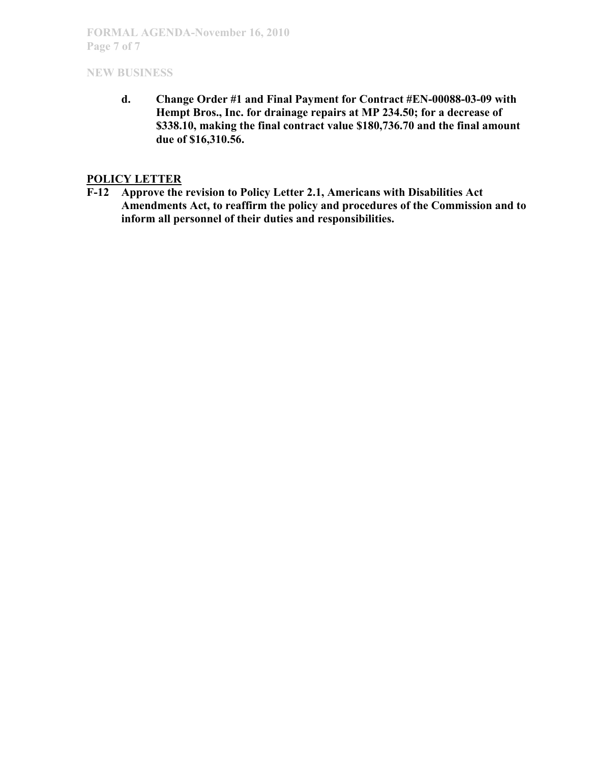NEW BUSINESS

**d. Change Order #1 and Final Payment for Contract #EN-00088-03-09 with Hempt Bros., Inc. for drainage repairs at MP 234.50; for a decrease of $338.10, making the final contract value $180,736.70 and the final amount due of $16,310.56.**

## POLICY LETTER

**F-12 Approve the revision to Policy Letter 2.1, Americans with Disabilities Act Amendments Act, to reaffirm the policy and procedures of the Commission and to inform all personnel of their duties and responsibilities.**